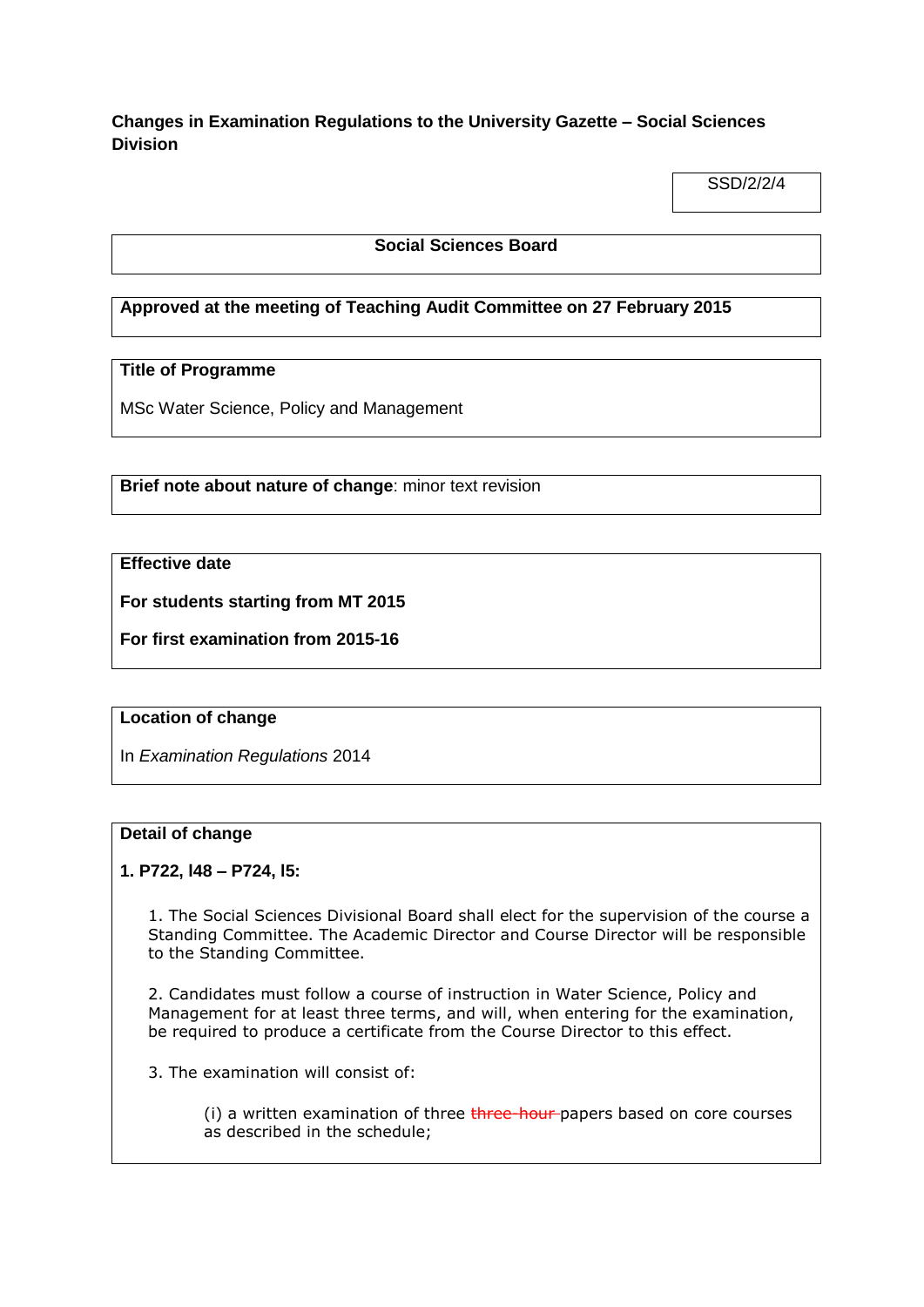**Changes in Examination Regulations to the University Gazette – Social Sciences Division**

SSD/2/2/4

**Social Sciences Board**

**Approved at the meeting of Teaching Audit Committee on 27 February 2015**

**Title of Programme**

MSc Water Science, Policy and Management

**Brief note about nature of change**: minor text revision

**Effective date**

**For students starting from MT 2015**

**For first examination from 2015-16**

**Location of change**

In *Examination Regulations* 2014

**Detail of change**

**1. P722, l48 – P724, l5:**

1. The Social Sciences Divisional Board shall elect for the supervision of the course a Standing Committee. The Academic Director and Course Director will be responsible to the Standing Committee.

2. Candidates must follow a course of instruction in Water Science, Policy and Management for at least three terms, and will, when entering for the examination, be required to produce a certificate from the Course Director to this effect.

3. The examination will consist of:

(i) a written examination of three ~~three-hour~~ papers based on core courses as described in the schedule;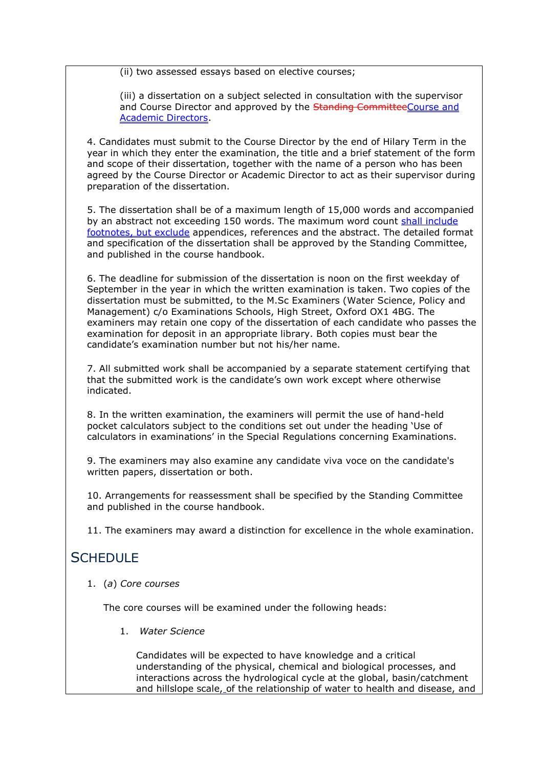(ii) two assessed essays based on elective courses;

(iii) a dissertation on a subject selected in consultation with the supervisor and Course Director and approved by the ~~Standing Committee~~Course and Academic Directors.

4. Candidates must submit to the Course Director by the end of Hilary Term in the year in which they enter the examination, the title and a brief statement of the form and scope of their dissertation, together with the name of a person who has been agreed by the Course Director or Academic Director to act as their supervisor during preparation of the dissertation.

5. The dissertation shall be of a maximum length of 15,000 words and accompanied by an abstract not exceeding 150 words. The maximum word count shall include footnotes, but exclude appendices, references and the abstract. The detailed format and specification of the dissertation shall be approved by the Standing Committee, and published in the course handbook.

6. The deadline for submission of the dissertation is noon on the first weekday of September in the year in which the written examination is taken. Two copies of the dissertation must be submitted, to the M.Sc Examiners (Water Science, Policy and Management) c/o Examinations Schools, High Street, Oxford OX1 4BG. The examiners may retain one copy of the dissertation of each candidate who passes the examination for deposit in an appropriate library. Both copies must bear the candidate's examination number but not his/her name.

7. All submitted work shall be accompanied by a separate statement certifying that that the submitted work is the candidate's own work except where otherwise indicated.

8. In the written examination, the examiners will permit the use of hand-held pocket calculators subject to the conditions set out under the heading 'Use of calculators in examinations' in the Special Regulations concerning Examinations.

9. The examiners may also examine any candidate viva voce on the candidate's written papers, dissertation or both.

10. Arrangements for reassessment shall be specified by the Standing Committee and published in the course handbook.

11. The examiners may award a distinction for excellence in the whole examination.

## SCHEDULE

1. (*a*) *Core courses*

The core courses will be examined under the following heads:

1. *Water Science*

Candidates will be expected to have knowledge and a critical understanding of the physical, chemical and biological processes, and interactions across the hydrological cycle at the global, basin/catchment and hillslope scale, of the relationship of water to health and disease, and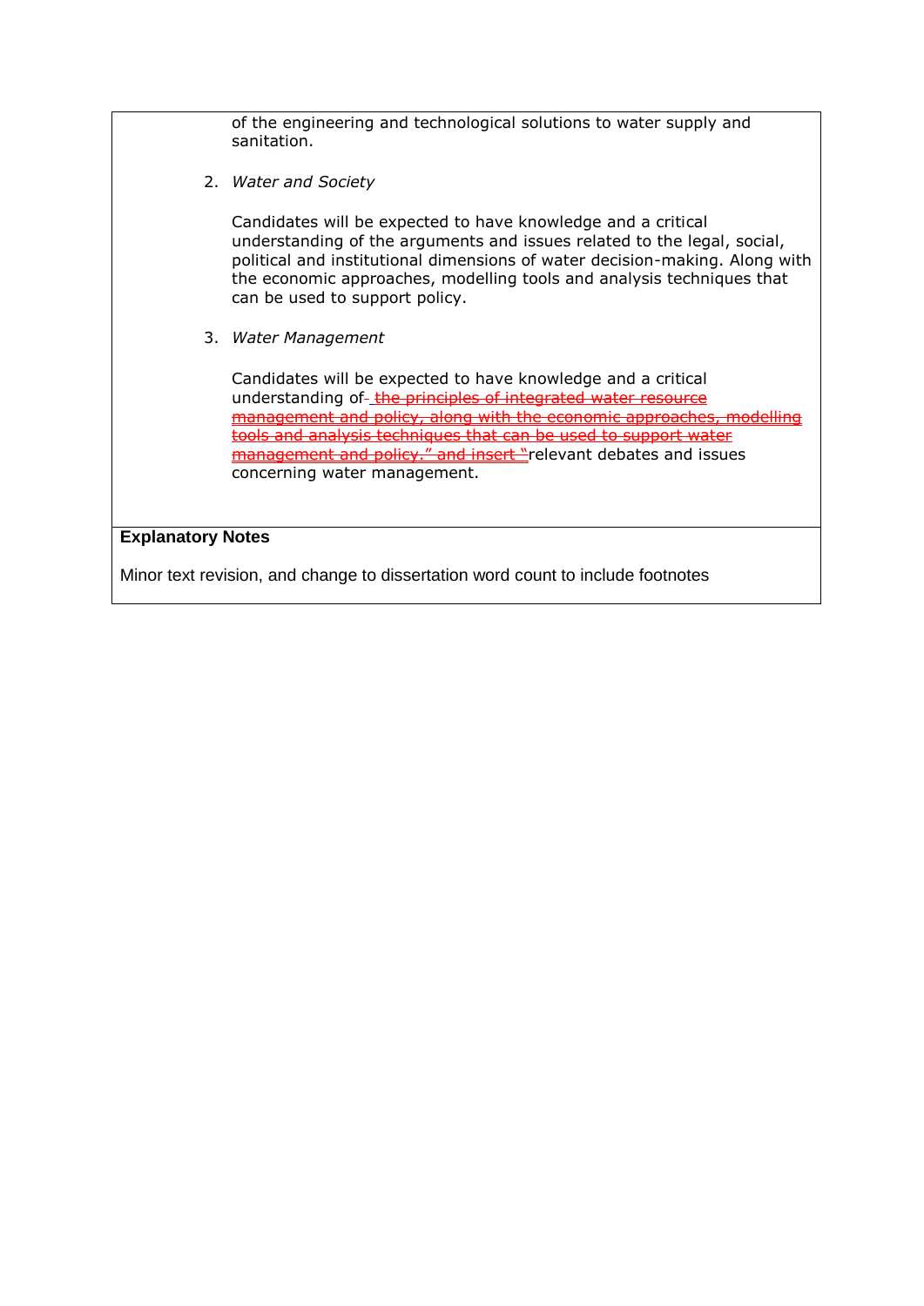of the engineering and technological solutions to water supply and sanitation.

2. *Water and Society*

   Candidates will be expected to have knowledge and a critical understanding of the arguments and issues related to the legal, social, political and institutional dimensions of water decision-making. Along with the economic approaches, modelling tools and analysis techniques that can be used to support policy.

3. *Water Management*

   Candidates will be expected to have knowledge and a critical understanding of ~~the principles of integrated water resource management and policy, along with the economic approaches, modelling tools and analysis techniques that can be used to support water management and policy." and insert "~~relevant debates and issues concerning water management.

**Explanatory Notes**

Minor text revision, and change to dissertation word count to include footnotes